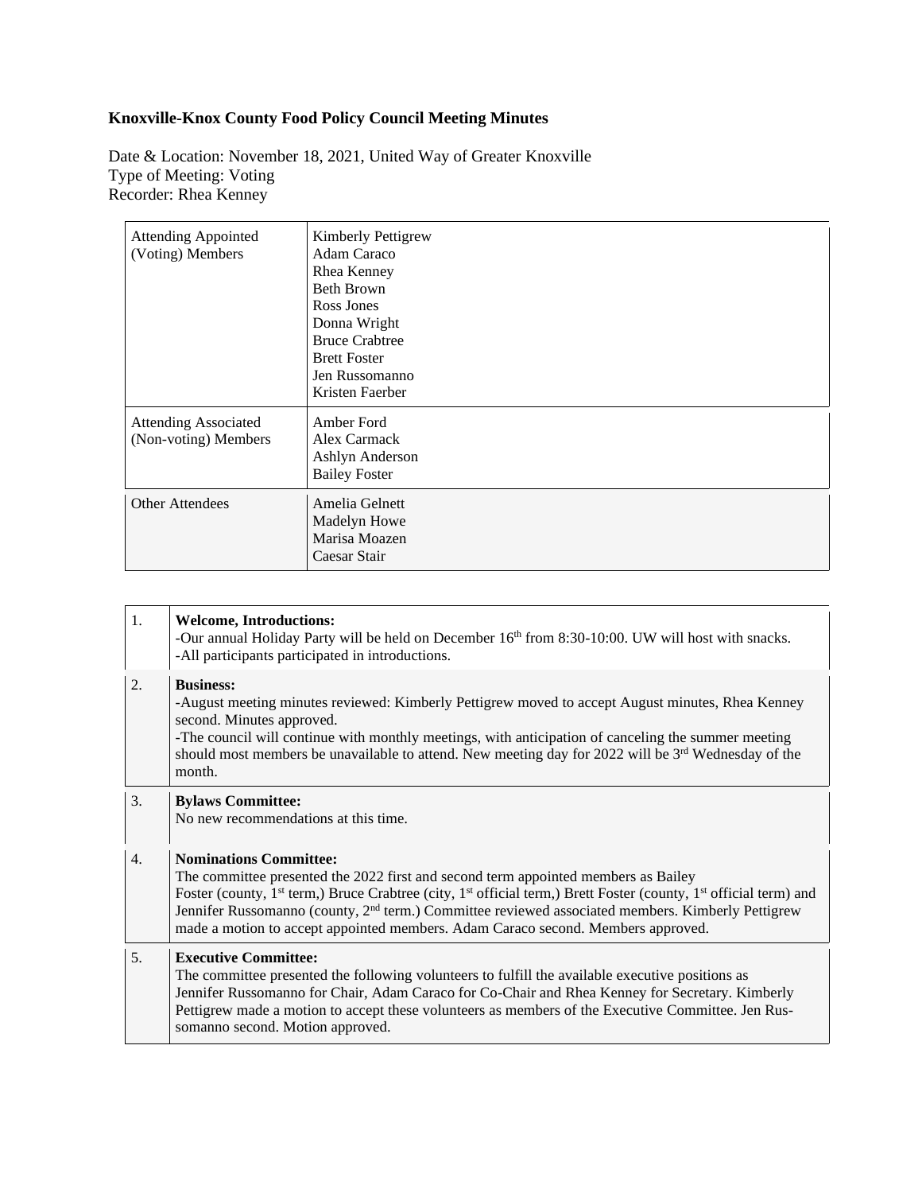# Knoxville-Knox County Food Policy Council Meeting Minutes

Date & Location: November 18, 2021, United Way of Greater Knoxville
Type of Meeting: Voting
Recorder: Rhea Kenney

| | |
|---|---|
| Attending Appointed (Voting) Members | Kimberly Pettigrew<br>Adam Caraco<br>Rhea Kenney<br>Beth Brown<br>Ross Jones<br>Donna Wright<br>Bruce Crabtree<br>Brett Foster<br>Jen Russomanno<br>Kristen Faerber |
| Attending Associated (Non-voting) Members | Amber Ford<br>Alex Carmack<br>Ashlyn Anderson<br>Bailey Foster |
| Other Attendees | Amelia Gelnett<br>Madelyn Howe<br>Marisa Moazen<br>Caesar Stair |

| | |
|---|---|
| 1. | **Welcome, Introductions:**<br>-Our annual Holiday Party will be held on December 16th from 8:30-10:00. UW will host with snacks.<br>-All participants participated in introductions. |
| 2. | **Business:**<br>-August meeting minutes reviewed: Kimberly Pettigrew moved to accept August minutes, Rhea Kenney second. Minutes approved.<br>-The council will continue with monthly meetings, with anticipation of canceling the summer meeting should most members be unavailable to attend. New meeting day for 2022 will be 3rd Wednesday of the month. |
| 3. | **Bylaws Committee:**<br>No new recommendations at this time. |
| 4. | **Nominations Committee:**<br>The committee presented the 2022 first and second term appointed members as Bailey Foster (county, 1st term,) Bruce Crabtree (city, 1st official term,) Brett Foster (county, 1st official term) and Jennifer Russomanno (county, 2nd term.) Committee reviewed associated members. Kimberly Pettigrew made a motion to accept appointed members. Adam Caraco second. Members approved. |
| 5. | **Executive Committee:**<br>The committee presented the following volunteers to fulfill the available executive positions as Jennifer Russomanno for Chair, Adam Caraco for Co-Chair and Rhea Kenney for Secretary. Kimberly Pettigrew made a motion to accept these volunteers as members of the Executive Committee. Jen Russomanno second. Motion approved. |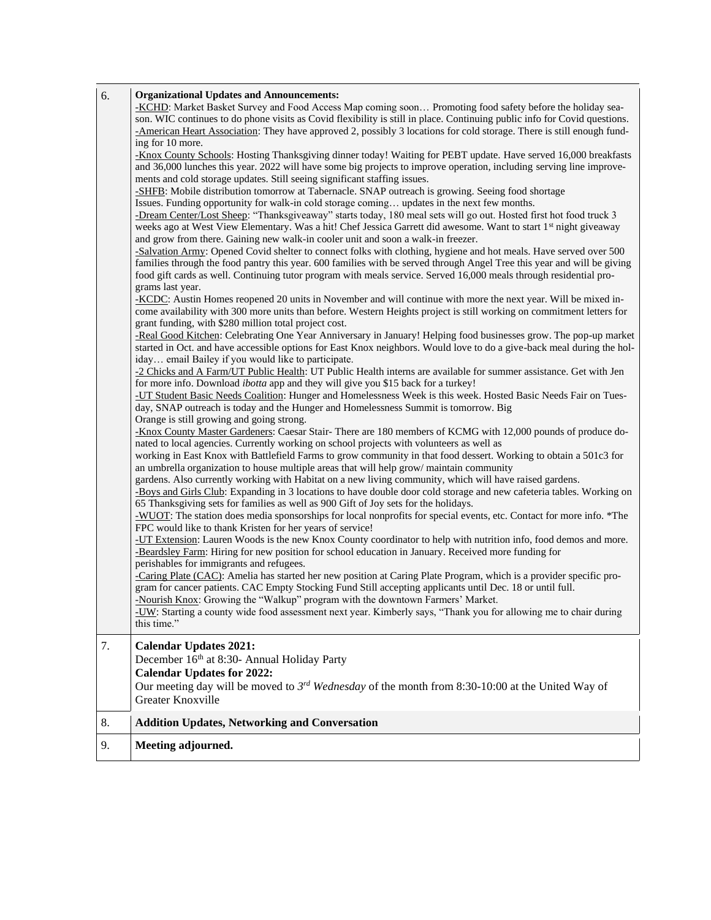| | |
|---|---|
| 6. | **Organizational Updates and Announcements:**<br>-KCHD: Market Basket Survey and Food Access Map coming soon… Promoting food safety before the holiday season. WIC continues to do phone visits as Covid flexibility is still in place. Continuing public info for Covid questions.<br>-American Heart Association: They have approved 2, possibly 3 locations for cold storage. There is still enough funding for 10 more.<br>-Knox County Schools: Hosting Thanksgiving dinner today! Waiting for PEBT update. Have served 16,000 breakfasts and 36,000 lunches this year. 2022 will have some big projects to improve operation, including serving line improvements and cold storage updates. Still seeing significant staffing issues.<br>-SHFB: Mobile distribution tomorrow at Tabernacle. SNAP outreach is growing. Seeing food shortage Issues. Funding opportunity for walk-in cold storage coming… updates in the next few months.<br>-Dream Center/Lost Sheep: "Thanksgiveaway" starts today, 180 meal sets will go out. Hosted first hot food truck 3 weeks ago at West View Elementary. Was a hit! Chef Jessica Garrett did awesome. Want to start 1st night giveaway and grow from there. Gaining new walk-in cooler unit and soon a walk-in freezer.<br>-Salvation Army: Opened Covid shelter to connect folks with clothing, hygiene and hot meals. Have served over 500 families through the food pantry this year. 600 families with be served through Angel Tree this year and will be giving food gift cards as well. Continuing tutor program with meals service. Served 16,000 meals through residential programs last year.<br>-KCDC: Austin Homes reopened 20 units in November and will continue with more the next year. Will be mixed income availability with 300 more units than before. Western Heights project is still working on commitment letters for grant funding, with $280 million total project cost.<br>-Real Good Kitchen: Celebrating One Year Anniversary in January! Helping food businesses grow. The pop-up market started in Oct. and have accessible options for East Knox neighbors. Would love to do a give-back meal during the holiday… email Bailey if you would like to participate.<br>-2 Chicks and A Farm/UT Public Health: UT Public Health interns are available for summer assistance. Get with Jen for more info. Download *ibotta* app and they will give you $15 back for a turkey!<br>-UT Student Basic Needs Coalition: Hunger and Homelessness Week is this week. Hosted Basic Needs Fair on Tuesday, SNAP outreach is today and the Hunger and Homelessness Summit is tomorrow. Big Orange is still growing and going strong.<br>-Knox County Master Gardeners: Caesar Stair- There are 180 members of KCMG with 12,000 pounds of produce donated to local agencies. Currently working on school projects with volunteers as well as working in East Knox with Battlefield Farms to grow community in that food dessert. Working to obtain a 501c3 for an umbrella organization to house multiple areas that will help grow/ maintain community gardens. Also currently working with Habitat on a new living community, which will have raised gardens.<br>-Boys and Girls Club: Expanding in 3 locations to have double door cold storage and new cafeteria tables. Working on 65 Thanksgiving sets for families as well as 900 Gift of Joy sets for the holidays.<br>-WUOT: The station does media sponsorships for local nonprofits for special events, etc. Contact for more info. *The FPC would like to thank Kristen for her years of service!<br>-UT Extension: Lauren Woods is the new Knox County coordinator to help with nutrition info, food demos and more.<br>-Beardsley Farm: Hiring for new position for school education in January. Received more funding for perishables for immigrants and refugees.<br>-Caring Plate (CAC): Amelia has started her new position at Caring Plate Program, which is a provider specific program for cancer patients. CAC Empty Stocking Fund Still accepting applicants until Dec. 18 or until full.<br>-Nourish Knox: Growing the "Walkup" program with the downtown Farmers' Market.<br>-UW: Starting a county wide food assessment next year. Kimberly says, "Thank you for allowing me to chair during this time." |
| 7. | **Calendar Updates 2021:**<br>December 16th at 8:30- Annual Holiday Party<br>**Calendar Updates for 2022:**<br>Our meeting day will be moved to *3rd Wednesday* of the month from 8:30-10:00 at the United Way of Greater Knoxville |
| 8. | **Addition Updates, Networking and Conversation** |
| 9. | **Meeting adjourned.** |